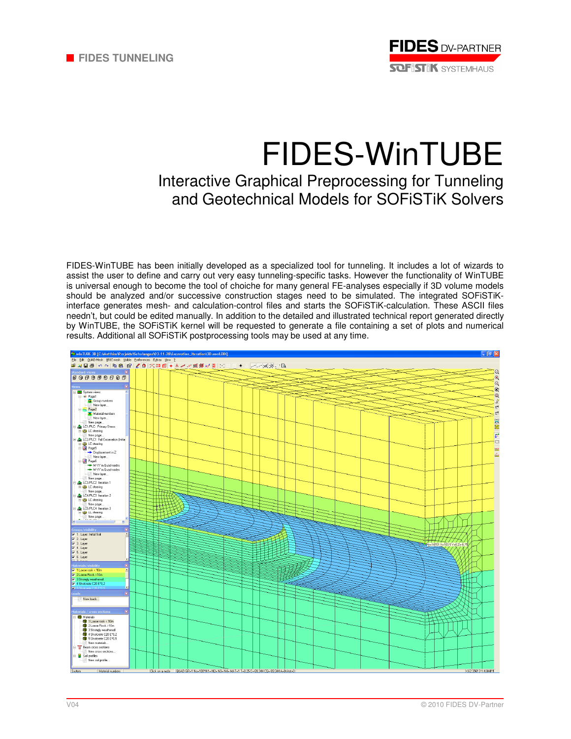FIDES TUNNELING

FIDES DV-PARTNER
SOFiSTiK SYSTEMHAUS

# FIDES-WinTUBE

## Interactive Graphical Preprocessing for Tunneling and Geotechnical Models for SOFiSTiK Solvers

FIDES-WinTUBE has been initially developed as a specialized tool for tunneling. It includes a lot of wizards to assist the user to define and carry out very easy tunneling-specific tasks. However the functionality of WinTUBE is universal enough to become the tool of choiche for many general FE-analyses especially if 3D volume models should be analyzed and/or successive construction stages need to be simulated. The integrated SOFiSTiK-interface generates mesh- and calculation-control files and starts the SOFiSTiK-calculation. These ASCII files needn't, but could be edited manually. In addition to the detailed and illustrated technical report generated directly by WinTUBE, the SOFiSTiK kernel will be requested to generate a file containing a set of plots and numerical results. Additional all SOFiSTiK postprocessing tools may be used at any time.

V04 © 2010 FIDES DV-Partner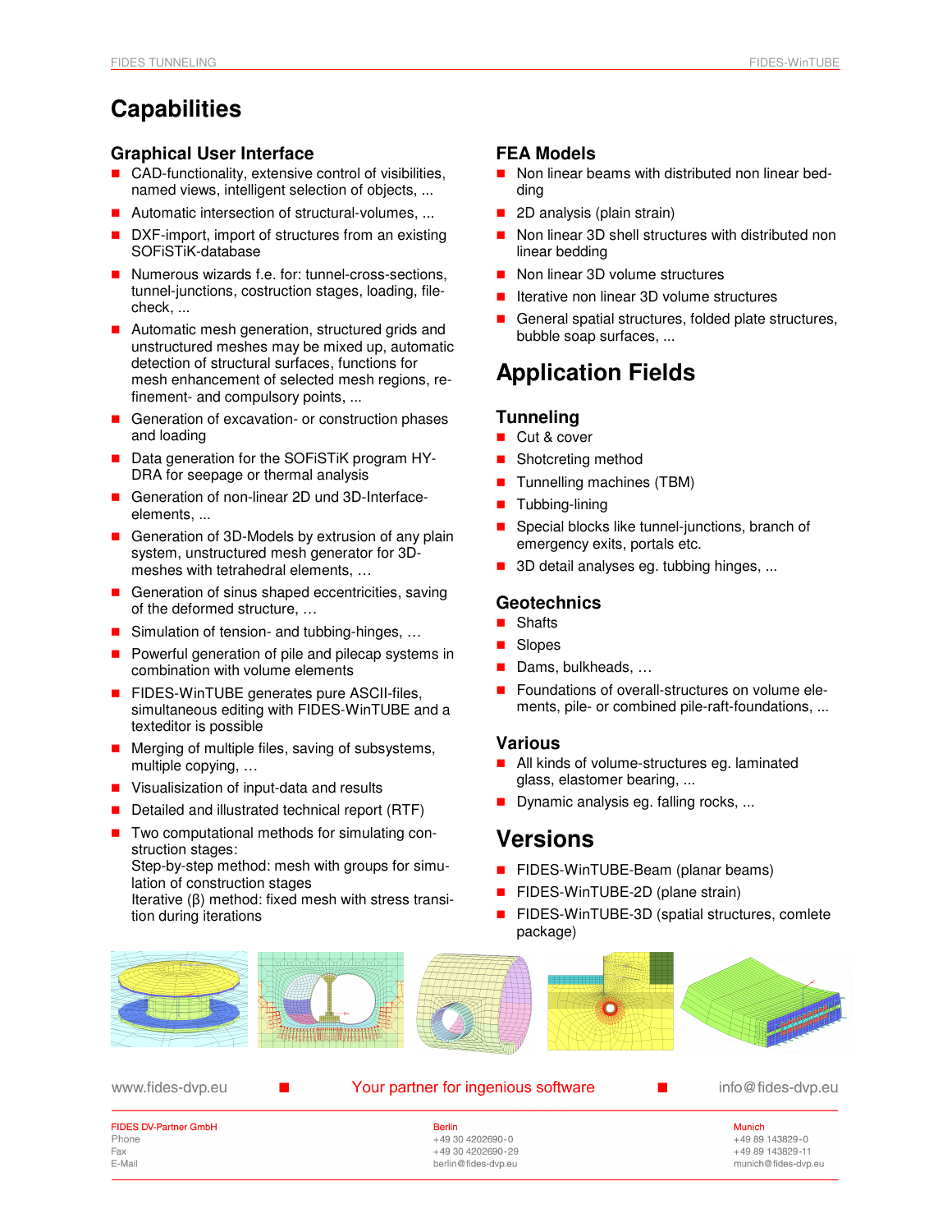# Capabilities

## Graphical User Interface

- CAD-functionality, extensive control of visibilities, named views, intelligent selection of objects, ...
- Automatic intersection of structural-volumes, ...
- DXF-import, import of structures from an existing SOFiSTiK-database
- Numerous wizards f.e. for: tunnel-cross-sections, tunnel-junctions, costruction stages, loading, file-check, ...
- Automatic mesh generation, structured grids and unstructured meshes may be mixed up, automatic detection of structural surfaces, functions for mesh enhancement of selected mesh regions, refinement- and compulsory points, ...
- Generation of excavation- or construction phases and loading
- Data generation for the SOFiSTiK program HYDRA for seepage or thermal analysis
- Generation of non-linear 2D und 3D-Interface-elements, ...
- Generation of 3D-Models by extrusion of any plain system, unstructured mesh generator for 3D-meshes with tetrahedral elements, …
- Generation of sinus shaped eccentricities, saving of the deformed structure, …
- Simulation of tension- and tubbing-hinges, …
- Powerful generation of pile and pilecap systems in combination with volume elements
- FIDES-WinTUBE generates pure ASCII-files, simultaneous editing with FIDES-WinTUBE and a texteditor is possible
- Merging of multiple files, saving of subsystems, multiple copying, …
- Visualisization of input-data and results
- Detailed and illustrated technical report (RTF)
- Two computational methods for simulating construction stages:
  Step-by-step method: mesh with groups for simulation of construction stages
  Iterative (β) method: fixed mesh with stress transition during iterations

## FEA Models

- Non linear beams with distributed non linear bedding
- 2D analysis (plain strain)
- Non linear 3D shell structures with distributed non linear bedding
- Non linear 3D volume structures
- Iterative non linear 3D volume structures
- General spatial structures, folded plate structures, bubble soap surfaces, ...

# Application Fields

## Tunneling

- Cut & cover
- Shotcreting method
- Tunnelling machines (TBM)
- Tubbing-lining
- Special blocks like tunnel-junctions, branch of emergency exits, portals etc.
- 3D detail analyses eg. tubbing hinges, ...

## Geotechnics

- Shafts
- Slopes
- Dams, bulkheads, …
- Foundations of overall-structures on volume elements, pile- or combined pile-raft-foundations, ...

## Various

- All kinds of volume-structures eg. laminated glass, elastomer bearing, ...
- Dynamic analysis eg. falling rocks, ...

# Versions

- FIDES-WinTUBE-Beam (planar beams)
- FIDES-WinTUBE-2D (plane strain)
- FIDES-WinTUBE-3D (spatial structures, comlete package)

www.fides-dvp.eu ■ Your partner for ingenious software ■ info@fides-dvp.eu

| FIDES DV-Partner GmbH | Berlin | Munich |
| --- | --- | --- |
| Phone | +49 30 4202690-0 | +49 89 143829-0 |
| Fax | +49 30 4202690-29 | +49 89 143829-11 |
| E-Mail | berlin@fides-dvp.eu | munich@fides-dvp.eu |